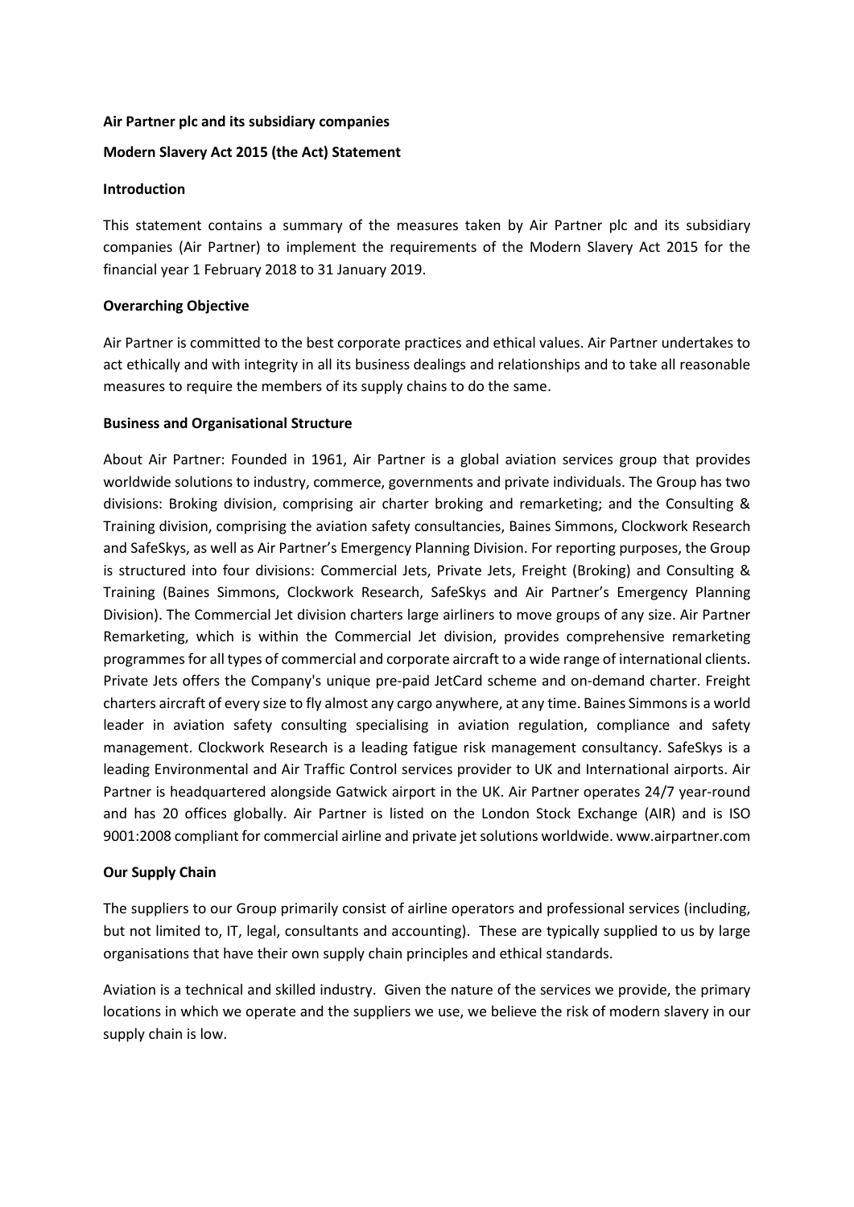**Air Partner plc and its subsidiary companies**

**Modern Slavery Act 2015 (the Act) Statement**

**Introduction**

This statement contains a summary of the measures taken by Air Partner plc and its subsidiary companies (Air Partner) to implement the requirements of the Modern Slavery Act 2015 for the financial year 1 February 2018 to 31 January 2019.

**Overarching Objective**

Air Partner is committed to the best corporate practices and ethical values. Air Partner undertakes to act ethically and with integrity in all its business dealings and relationships and to take all reasonable measures to require the members of its supply chains to do the same.

**Business and Organisational Structure**

About Air Partner: Founded in 1961, Air Partner is a global aviation services group that provides worldwide solutions to industry, commerce, governments and private individuals. The Group has two divisions: Broking division, comprising air charter broking and remarketing; and the Consulting & Training division, comprising the aviation safety consultancies, Baines Simmons, Clockwork Research and SafeSkys, as well as Air Partner's Emergency Planning Division. For reporting purposes, the Group is structured into four divisions: Commercial Jets, Private Jets, Freight (Broking) and Consulting & Training (Baines Simmons, Clockwork Research, SafeSkys and Air Partner's Emergency Planning Division). The Commercial Jet division charters large airliners to move groups of any size. Air Partner Remarketing, which is within the Commercial Jet division, provides comprehensive remarketing programmes for all types of commercial and corporate aircraft to a wide range of international clients. Private Jets offers the Company's unique pre-paid JetCard scheme and on-demand charter. Freight charters aircraft of every size to fly almost any cargo anywhere, at any time. Baines Simmons is a world leader in aviation safety consulting specialising in aviation regulation, compliance and safety management. Clockwork Research is a leading fatigue risk management consultancy. SafeSkys is a leading Environmental and Air Traffic Control services provider to UK and International airports. Air Partner is headquartered alongside Gatwick airport in the UK. Air Partner operates 24/7 year-round and has 20 offices globally. Air Partner is listed on the London Stock Exchange (AIR) and is ISO 9001:2008 compliant for commercial airline and private jet solutions worldwide. www.airpartner.com

**Our Supply Chain**

The suppliers to our Group primarily consist of airline operators and professional services (including, but not limited to, IT, legal, consultants and accounting). These are typically supplied to us by large organisations that have their own supply chain principles and ethical standards.

Aviation is a technical and skilled industry. Given the nature of the services we provide, the primary locations in which we operate and the suppliers we use, we believe the risk of modern slavery in our supply chain is low.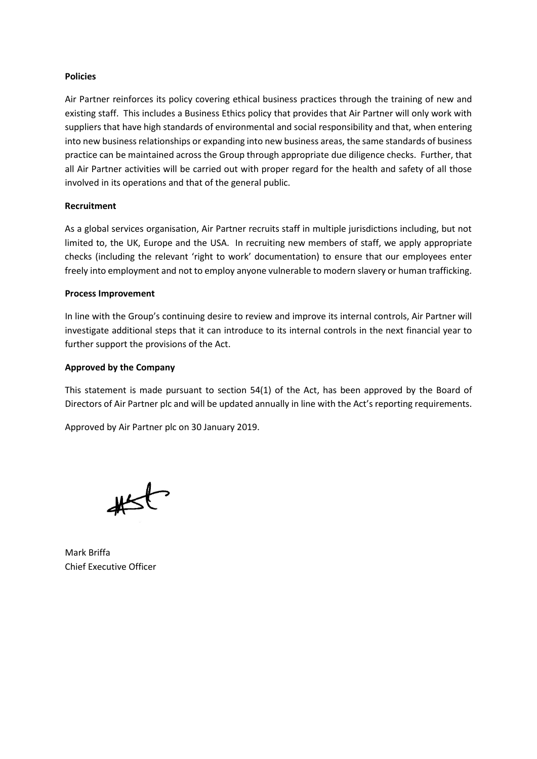**Policies**

Air Partner reinforces its policy covering ethical business practices through the training of new and existing staff. This includes a Business Ethics policy that provides that Air Partner will only work with suppliers that have high standards of environmental and social responsibility and that, when entering into new business relationships or expanding into new business areas, the same standards of business practice can be maintained across the Group through appropriate due diligence checks. Further, that all Air Partner activities will be carried out with proper regard for the health and safety of all those involved in its operations and that of the general public.

**Recruitment**

As a global services organisation, Air Partner recruits staff in multiple jurisdictions including, but not limited to, the UK, Europe and the USA. In recruiting new members of staff, we apply appropriate checks (including the relevant 'right to work' documentation) to ensure that our employees enter freely into employment and not to employ anyone vulnerable to modern slavery or human trafficking.

**Process Improvement**

In line with the Group's continuing desire to review and improve its internal controls, Air Partner will investigate additional steps that it can introduce to its internal controls in the next financial year to further support the provisions of the Act.

**Approved by the Company**

This statement is made pursuant to section 54(1) of the Act, has been approved by the Board of Directors of Air Partner plc and will be updated annually in line with the Act's reporting requirements.

Approved by Air Partner plc on 30 January 2019.

Mark Briffa
Chief Executive Officer